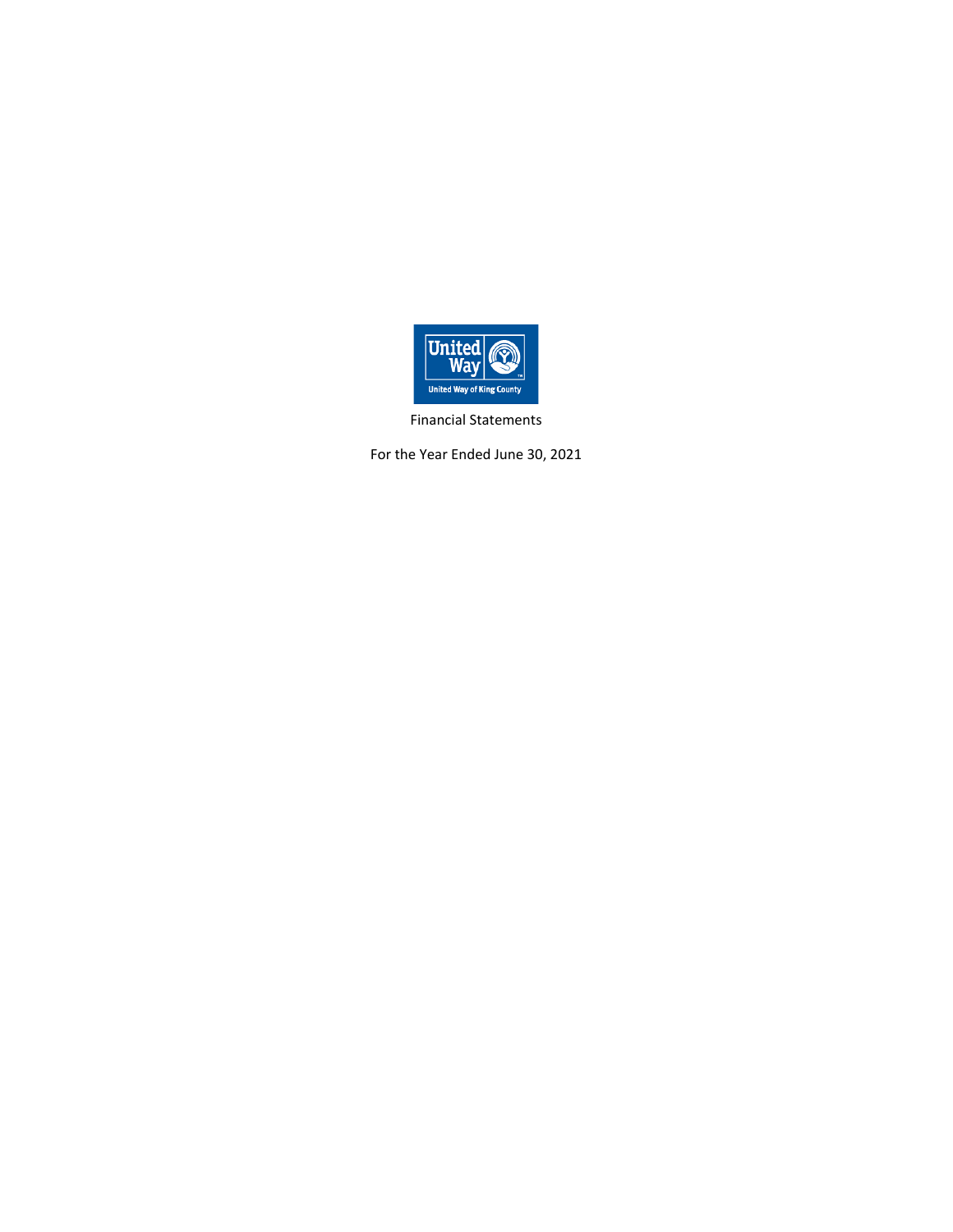United Way
United Way of King County

Financial Statements

For the Year Ended June 30, 2021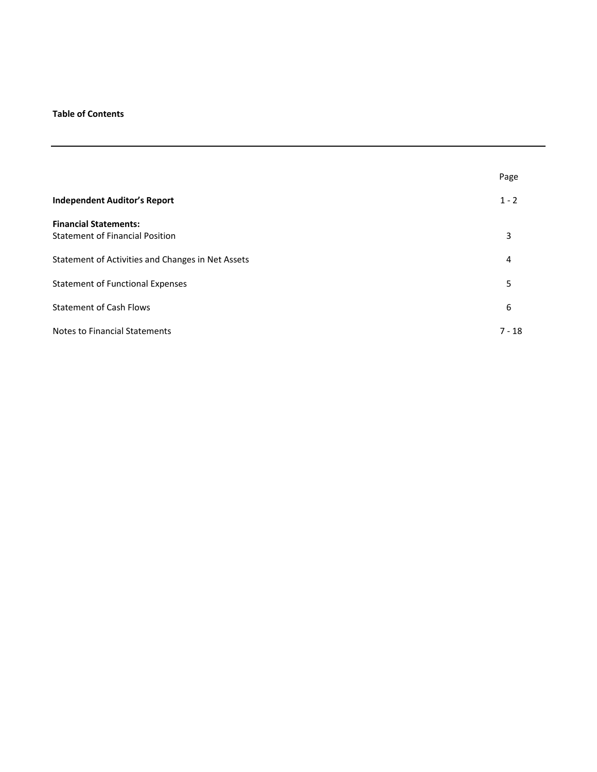**Table of Contents**

| | Page |
|---|---|
| **Independent Auditor's Report** | 1 - 2 |
| **Financial Statements:** | |
| Statement of Financial Position | 3 |
| Statement of Activities and Changes in Net Assets | 4 |
| Statement of Functional Expenses | 5 |
| Statement of Cash Flows | 6 |
| Notes to Financial Statements | 7 - 18 |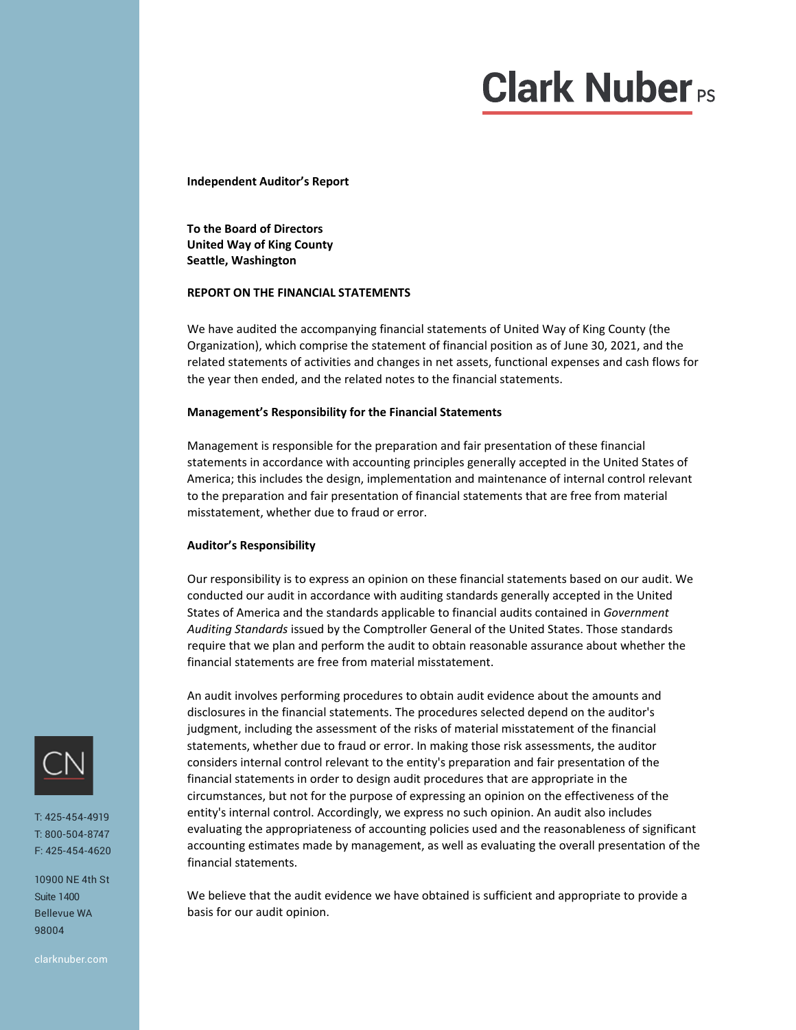# Clark Nuber PS

**Independent Auditor's Report**

**To the Board of Directors**
**United Way of King County**
**Seattle, Washington**

**REPORT ON THE FINANCIAL STATEMENTS**

We have audited the accompanying financial statements of United Way of King County (the Organization), which comprise the statement of financial position as of June 30, 2021, and the related statements of activities and changes in net assets, functional expenses and cash flows for the year then ended, and the related notes to the financial statements.

**Management's Responsibility for the Financial Statements**

Management is responsible for the preparation and fair presentation of these financial statements in accordance with accounting principles generally accepted in the United States of America; this includes the design, implementation and maintenance of internal control relevant to the preparation and fair presentation of financial statements that are free from material misstatement, whether due to fraud or error.

**Auditor's Responsibility**

Our responsibility is to express an opinion on these financial statements based on our audit. We conducted our audit in accordance with auditing standards generally accepted in the United States of America and the standards applicable to financial audits contained in *Government Auditing Standards* issued by the Comptroller General of the United States. Those standards require that we plan and perform the audit to obtain reasonable assurance about whether the financial statements are free from material misstatement.

An audit involves performing procedures to obtain audit evidence about the amounts and disclosures in the financial statements. The procedures selected depend on the auditor's judgment, including the assessment of the risks of material misstatement of the financial statements, whether due to fraud or error. In making those risk assessments, the auditor considers internal control relevant to the entity's preparation and fair presentation of the financial statements in order to design audit procedures that are appropriate in the circumstances, but not for the purpose of expressing an opinion on the effectiveness of the entity's internal control. Accordingly, we express no such opinion. An audit also includes evaluating the appropriateness of accounting policies used and the reasonableness of significant accounting estimates made by management, as well as evaluating the overall presentation of the financial statements.

We believe that the audit evidence we have obtained is sufficient and appropriate to provide a basis for our audit opinion.

CN

T: 425-454-4919
T: 800-504-8747
F: 425-454-4620

10900 NE 4th St
Suite 1400
Bellevue WA
98004

clarknuber.com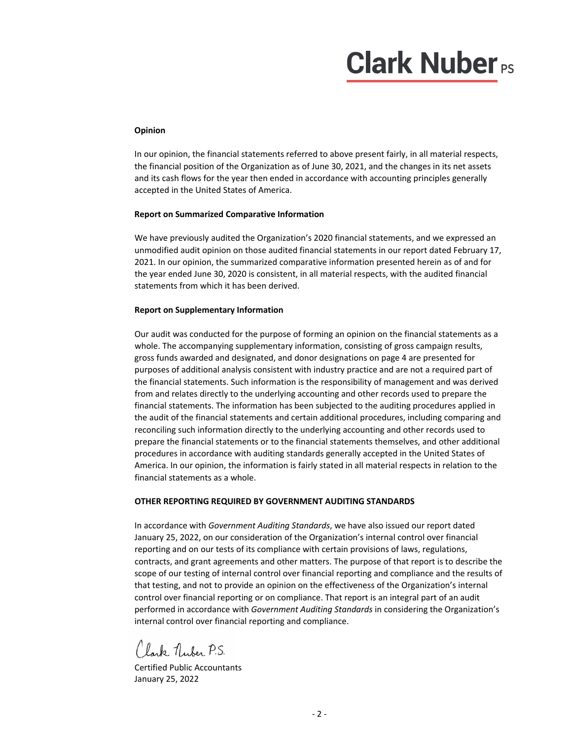### Opinion

In our opinion, the financial statements referred to above present fairly, in all material respects, the financial position of the Organization as of June 30, 2021, and the changes in its net assets and its cash flows for the year then ended in accordance with accounting principles generally accepted in the United States of America.

### Report on Summarized Comparative Information

We have previously audited the Organization's 2020 financial statements, and we expressed an unmodified audit opinion on those audited financial statements in our report dated February 17, 2021. In our opinion, the summarized comparative information presented herein as of and for the year ended June 30, 2020 is consistent, in all material respects, with the audited financial statements from which it has been derived.

### Report on Supplementary Information

Our audit was conducted for the purpose of forming an opinion on the financial statements as a whole. The accompanying supplementary information, consisting of gross campaign results, gross funds awarded and designated, and donor designations on page 4 are presented for purposes of additional analysis consistent with industry practice and are not a required part of the financial statements. Such information is the responsibility of management and was derived from and relates directly to the underlying accounting and other records used to prepare the financial statements. The information has been subjected to the auditing procedures applied in the audit of the financial statements and certain additional procedures, including comparing and reconciling such information directly to the underlying accounting and other records used to prepare the financial statements or to the financial statements themselves, and other additional procedures in accordance with auditing standards generally accepted in the United States of America. In our opinion, the information is fairly stated in all material respects in relation to the financial statements as a whole.

## OTHER REPORTING REQUIRED BY GOVERNMENT AUDITING STANDARDS

In accordance with *Government Auditing Standards*, we have also issued our report dated January 25, 2022, on our consideration of the Organization's internal control over financial reporting and on our tests of its compliance with certain provisions of laws, regulations, contracts, and grant agreements and other matters. The purpose of that report is to describe the scope of our testing of internal control over financial reporting and compliance and the results of that testing, and not to provide an opinion on the effectiveness of the Organization's internal control over financial reporting or on compliance. That report is an integral part of an audit performed in accordance with *Government Auditing Standards* in considering the Organization's internal control over financial reporting and compliance.

Clark Nuber P.S.

Certified Public Accountants
January 25, 2022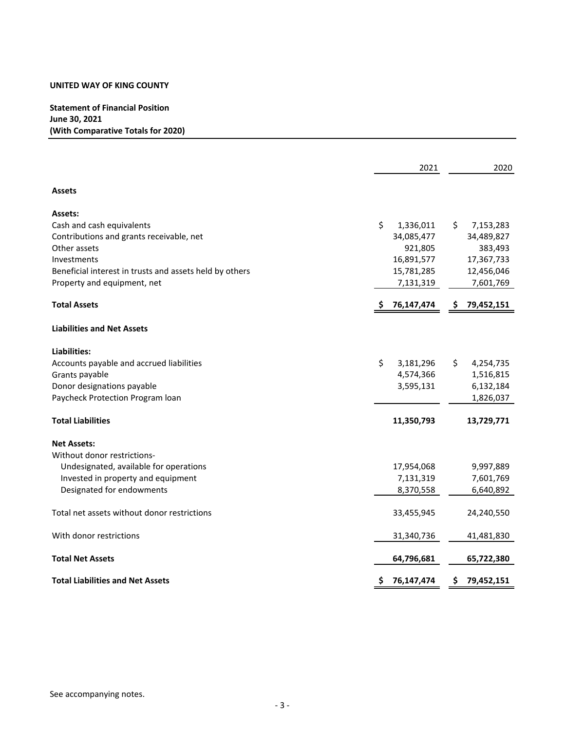**UNITED WAY OF KING COUNTY**

**Statement of Financial Position**
**June 30, 2021**
**(With Comparative Totals for 2020)**

| | 2021 | 2020 |
|---|---|---|
| **Assets** | | |
| **Assets:** | | |
| Cash and cash equivalents | $ 1,336,011 | $ 7,153,283 |
| Contributions and grants receivable, net | 34,085,477 | 34,489,827 |
| Other assets | 921,805 | 383,493 |
| Investments | 16,891,577 | 17,367,733 |
| Beneficial interest in trusts and assets held by others | 15,781,285 | 12,456,046 |
| Property and equipment, net | 7,131,319 | 7,601,769 |
| **Total Assets** | **$ 76,147,474** | **$ 79,452,151** |
| **Liabilities and Net Assets** | | |
| **Liabilities:** | | |
| Accounts payable and accrued liabilities | $ 3,181,296 | $ 4,254,735 |
| Grants payable | 4,574,366 | 1,516,815 |
| Donor designations payable | 3,595,131 | 6,132,184 |
| Paycheck Protection Program loan | | 1,826,037 |
| **Total Liabilities** | **11,350,793** | **13,729,771** |
| **Net Assets:** | | |
| Without donor restrictions- | | |
| Undesignated, available for operations | 17,954,068 | 9,997,889 |
| Invested in property and equipment | 7,131,319 | 7,601,769 |
| Designated for endowments | 8,370,558 | 6,640,892 |
| Total net assets without donor restrictions | 33,455,945 | 24,240,550 |
| With donor restrictions | 31,340,736 | 41,481,830 |
| **Total Net Assets** | **64,796,681** | **65,722,380** |
| **Total Liabilities and Net Assets** | **$ 76,147,474** | **$ 79,452,151** |

See accompanying notes.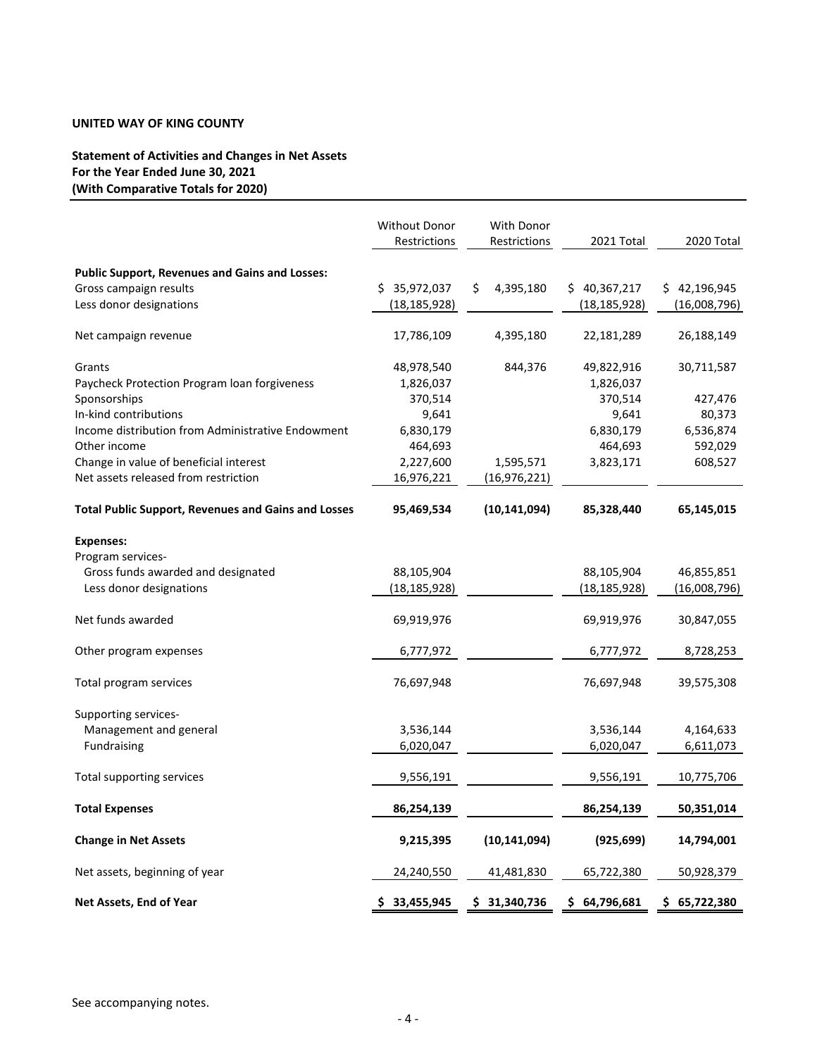**UNITED WAY OF KING COUNTY**

**Statement of Activities and Changes in Net Assets**
**For the Year Ended June 30, 2021**
**(With Comparative Totals for 2020)**

| | Without Donor Restrictions | With Donor Restrictions | 2021 Total | 2020 Total |
|---|---|---|---|---|
| **Public Support, Revenues and Gains and Losses:** | | | | |
| Gross campaign results | $ 35,972,037 | $ 4,395,180 | $ 40,367,217 | $ 42,196,945 |
| Less donor designations | (18,185,928) | | (18,185,928) | (16,008,796) |
| Net campaign revenue | 17,786,109 | 4,395,180 | 22,181,289 | 26,188,149 |
| Grants | 48,978,540 | 844,376 | 49,822,916 | 30,711,587 |
| Paycheck Protection Program loan forgiveness | 1,826,037 | | 1,826,037 | |
| Sponsorships | 370,514 | | 370,514 | 427,476 |
| In-kind contributions | 9,641 | | 9,641 | 80,373 |
| Income distribution from Administrative Endowment | 6,830,179 | | 6,830,179 | 6,536,874 |
| Other income | 464,693 | | 464,693 | 592,029 |
| Change in value of beneficial interest | 2,227,600 | 1,595,571 | 3,823,171 | 608,527 |
| Net assets released from restriction | 16,976,221 | (16,976,221) | | |
| **Total Public Support, Revenues and Gains and Losses** | **95,469,534** | **(10,141,094)** | **85,328,440** | **65,145,015** |
| **Expenses:** | | | | |
| Program services- | | | | |
| Gross funds awarded and designated | 88,105,904 | | 88,105,904 | 46,855,851 |
| Less donor designations | (18,185,928) | | (18,185,928) | (16,008,796) |
| Net funds awarded | 69,919,976 | | 69,919,976 | 30,847,055 |
| Other program expenses | 6,777,972 | | 6,777,972 | 8,728,253 |
| Total program services | 76,697,948 | | 76,697,948 | 39,575,308 |
| Supporting services- | | | | |
| Management and general | 3,536,144 | | 3,536,144 | 4,164,633 |
| Fundraising | 6,020,047 | | 6,020,047 | 6,611,073 |
| Total supporting services | 9,556,191 | | 9,556,191 | 10,775,706 |
| **Total Expenses** | **86,254,139** | | **86,254,139** | **50,351,014** |
| **Change in Net Assets** | **9,215,395** | **(10,141,094)** | **(925,699)** | **14,794,001** |
| Net assets, beginning of year | 24,240,550 | 41,481,830 | 65,722,380 | 50,928,379 |
| **Net Assets, End of Year** | **$ 33,455,945** | **$ 31,340,736** | **$ 64,796,681** | **$ 65,722,380** |

See accompanying notes.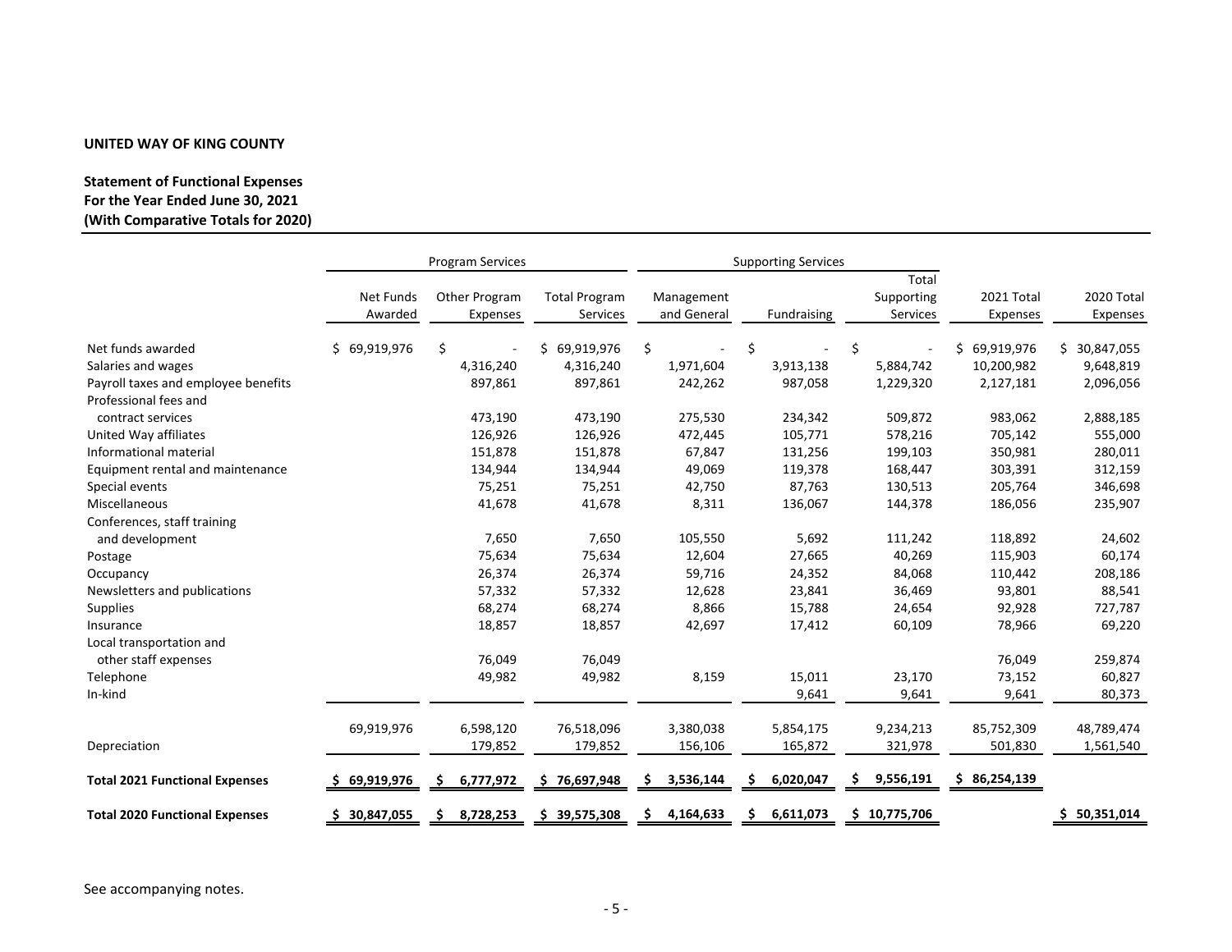**UNITED WAY OF KING COUNTY**

**Statement of Functional Expenses**
**For the Year Ended June 30, 2021**
**(With Comparative Totals for 2020)**

| | Program Services | | | Supporting Services | | | | |
|---|---|---|---|---|---|---|---|---|
| | Net Funds Awarded | Other Program Expenses | Total Program Services | Management and General | Fundraising | Total Supporting Services | 2021 Total Expenses | 2020 Total Expenses |
| Net funds awarded | $ 69,919,976 | $ - | $ 69,919,976 | $ - | $ - | $ - | $ 69,919,976 | $ 30,847,055 |
| Salaries and wages | | 4,316,240 | 4,316,240 | 1,971,604 | 3,913,138 | 5,884,742 | 10,200,982 | 9,648,819 |
| Payroll taxes and employee benefits | | 897,861 | 897,861 | 242,262 | 987,058 | 1,229,320 | 2,127,181 | 2,096,056 |
| Professional fees and contract services | | 473,190 | 473,190 | 275,530 | 234,342 | 509,872 | 983,062 | 2,888,185 |
| United Way affiliates | | 126,926 | 126,926 | 472,445 | 105,771 | 578,216 | 705,142 | 555,000 |
| Informational material | | 151,878 | 151,878 | 67,847 | 131,256 | 199,103 | 350,981 | 280,011 |
| Equipment rental and maintenance | | 134,944 | 134,944 | 49,069 | 119,378 | 168,447 | 303,391 | 312,159 |
| Special events | | 75,251 | 75,251 | 42,750 | 87,763 | 130,513 | 205,764 | 346,698 |
| Miscellaneous | | 41,678 | 41,678 | 8,311 | 136,067 | 144,378 | 186,056 | 235,907 |
| Conferences, staff training and development | | 7,650 | 7,650 | 105,550 | 5,692 | 111,242 | 118,892 | 24,602 |
| Postage | | 75,634 | 75,634 | 12,604 | 27,665 | 40,269 | 115,903 | 60,174 |
| Occupancy | | 26,374 | 26,374 | 59,716 | 24,352 | 84,068 | 110,442 | 208,186 |
| Newsletters and publications | | 57,332 | 57,332 | 12,628 | 23,841 | 36,469 | 93,801 | 88,541 |
| Supplies | | 68,274 | 68,274 | 8,866 | 15,788 | 24,654 | 92,928 | 727,787 |
| Insurance | | 18,857 | 18,857 | 42,697 | 17,412 | 60,109 | 78,966 | 69,220 |
| Local transportation and other staff expenses | | 76,049 | 76,049 | | | | 76,049 | 259,874 |
| Telephone | | 49,982 | 49,982 | 8,159 | 15,011 | 23,170 | 73,152 | 60,827 |
| In-kind | | | | | 9,641 | 9,641 | 9,641 | 80,373 |
| | 69,919,976 | 6,598,120 | 76,518,096 | 3,380,038 | 5,854,175 | 9,234,213 | 85,752,309 | 48,789,474 |
| Depreciation | | 179,852 | 179,852 | 156,106 | 165,872 | 321,978 | 501,830 | 1,561,540 |
| **Total 2021 Functional Expenses** | **$ 69,919,976** | **$ 6,777,972** | **$ 76,697,948** | **$ 3,536,144** | **$ 6,020,047** | **$ 9,556,191** | **$ 86,254,139** | |
| **Total 2020 Functional Expenses** | **$ 30,847,055** | **$ 8,728,253** | **$ 39,575,308** | **$ 4,164,633** | **$ 6,611,073** | **$ 10,775,706** | | **$ 50,351,014** |

See accompanying notes.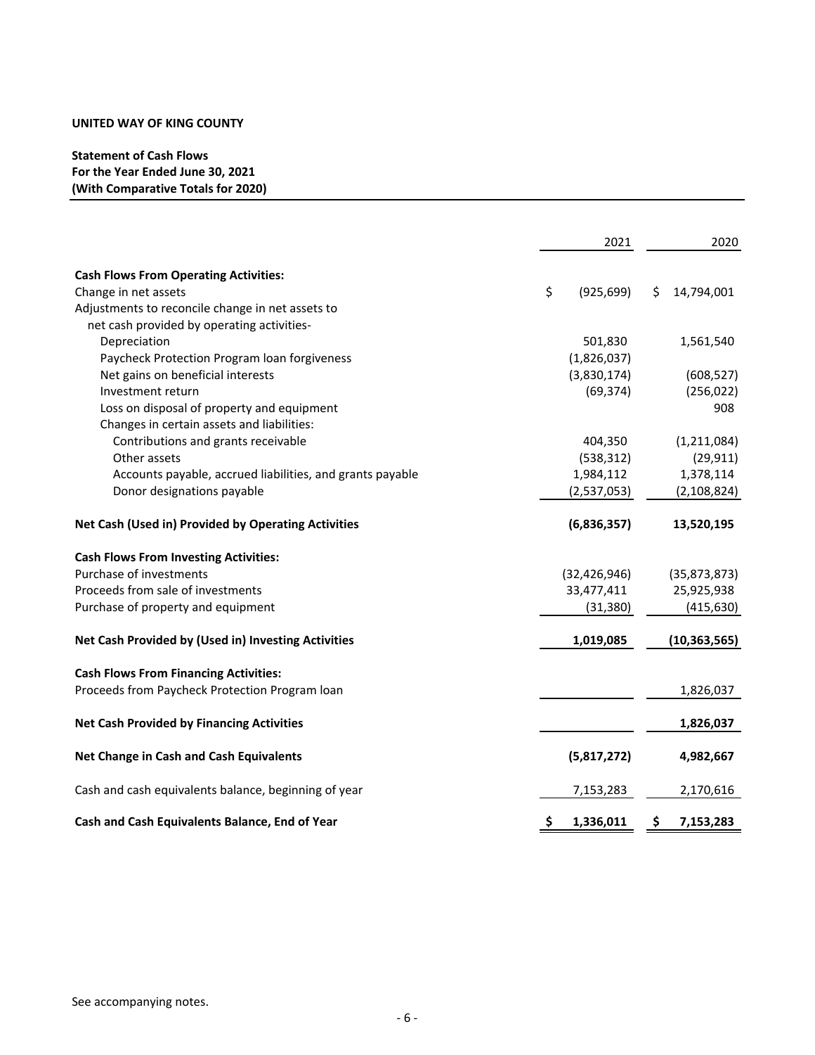**UNITED WAY OF KING COUNTY**

**Statement of Cash Flows**
**For the Year Ended June 30, 2021**
**(With Comparative Totals for 2020)**

| | 2021 | 2020 |
|---|---|---|
| **Cash Flows From Operating Activities:** | | |
| Change in net assets | $ (925,699) | $ 14,794,001 |
| Adjustments to reconcile change in net assets to net cash provided by operating activities- | | |
| Depreciation | 501,830 | 1,561,540 |
| Paycheck Protection Program loan forgiveness | (1,826,037) | |
| Net gains on beneficial interests | (3,830,174) | (608,527) |
| Investment return | (69,374) | (256,022) |
| Loss on disposal of property and equipment | | 908 |
| Changes in certain assets and liabilities: | | |
| Contributions and grants receivable | 404,350 | (1,211,084) |
| Other assets | (538,312) | (29,911) |
| Accounts payable, accrued liabilities, and grants payable | 1,984,112 | 1,378,114 |
| Donor designations payable | (2,537,053) | (2,108,824) |
| **Net Cash (Used in) Provided by Operating Activities** | **(6,836,357)** | **13,520,195** |
| **Cash Flows From Investing Activities:** | | |
| Purchase of investments | (32,426,946) | (35,873,873) |
| Proceeds from sale of investments | 33,477,411 | 25,925,938 |
| Purchase of property and equipment | (31,380) | (415,630) |
| **Net Cash Provided by (Used in) Investing Activities** | **1,019,085** | **(10,363,565)** |
| **Cash Flows From Financing Activities:** | | |
| Proceeds from Paycheck Protection Program loan | | 1,826,037 |
| **Net Cash Provided by Financing Activities** | | **1,826,037** |
| **Net Change in Cash and Cash Equivalents** | **(5,817,272)** | **4,982,667** |
| Cash and cash equivalents balance, beginning of year | 7,153,283 | 2,170,616 |
| **Cash and Cash Equivalents Balance, End of Year** | **$ 1,336,011** | **$ 7,153,283** |

See accompanying notes.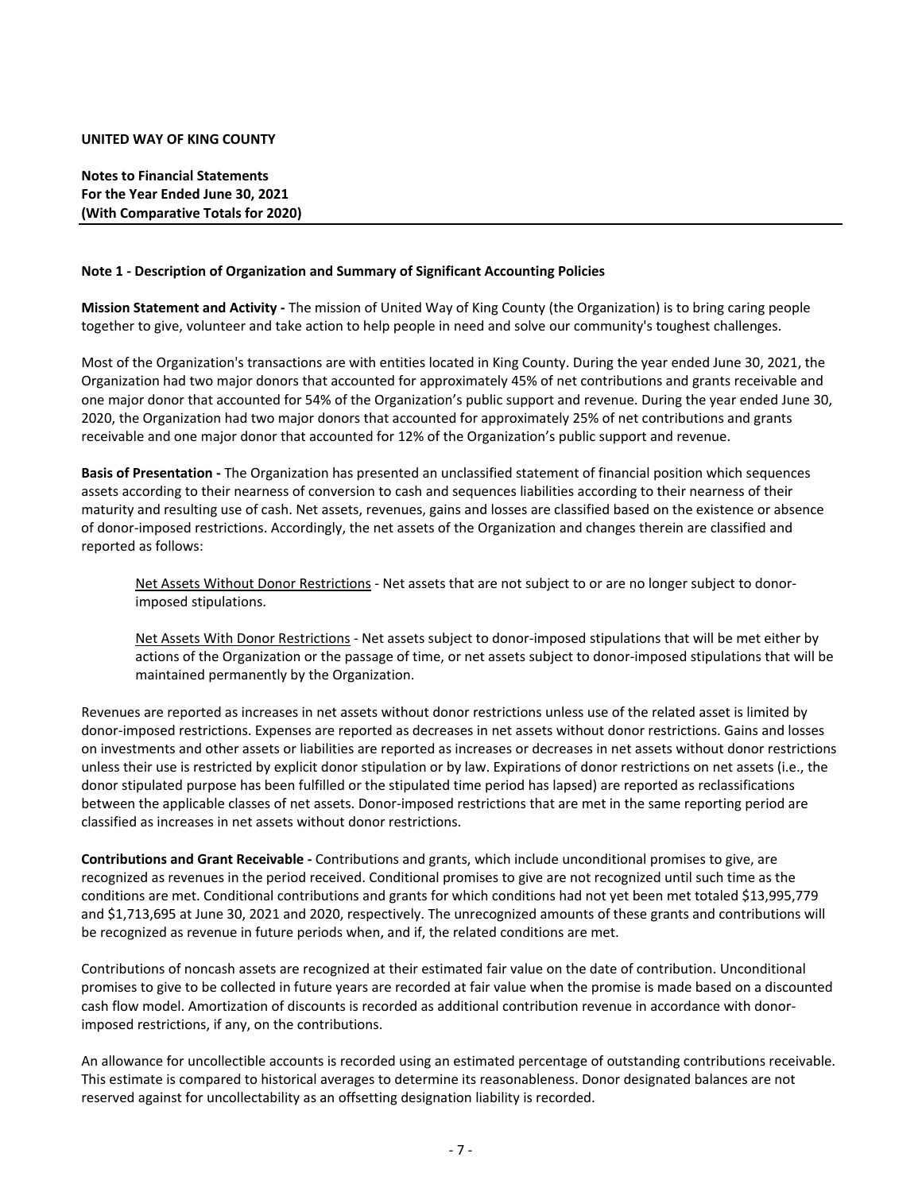**UNITED WAY OF KING COUNTY**

**Notes to Financial Statements**
**For the Year Ended June 30, 2021**
**(With Comparative Totals for 2020)**

**Note 1 - Description of Organization and Summary of Significant Accounting Policies**

**Mission Statement and Activity -** The mission of United Way of King County (the Organization) is to bring caring people together to give, volunteer and take action to help people in need and solve our community's toughest challenges.

Most of the Organization's transactions are with entities located in King County. During the year ended June 30, 2021, the Organization had two major donors that accounted for approximately 45% of net contributions and grants receivable and one major donor that accounted for 54% of the Organization's public support and revenue. During the year ended June 30, 2020, the Organization had two major donors that accounted for approximately 25% of net contributions and grants receivable and one major donor that accounted for 12% of the Organization's public support and revenue.

**Basis of Presentation -** The Organization has presented an unclassified statement of financial position which sequences assets according to their nearness of conversion to cash and sequences liabilities according to their nearness of their maturity and resulting use of cash. Net assets, revenues, gains and losses are classified based on the existence or absence of donor-imposed restrictions. Accordingly, the net assets of the Organization and changes therein are classified and reported as follows:

> Net Assets Without Donor Restrictions - Net assets that are not subject to or are no longer subject to donor-imposed stipulations.
>
> Net Assets With Donor Restrictions - Net assets subject to donor-imposed stipulations that will be met either by actions of the Organization or the passage of time, or net assets subject to donor-imposed stipulations that will be maintained permanently by the Organization.

Revenues are reported as increases in net assets without donor restrictions unless use of the related asset is limited by donor-imposed restrictions. Expenses are reported as decreases in net assets without donor restrictions. Gains and losses on investments and other assets or liabilities are reported as increases or decreases in net assets without donor restrictions unless their use is restricted by explicit donor stipulation or by law. Expirations of donor restrictions on net assets (i.e., the donor stipulated purpose has been fulfilled or the stipulated time period has lapsed) are reported as reclassifications between the applicable classes of net assets. Donor-imposed restrictions that are met in the same reporting period are classified as increases in net assets without donor restrictions.

**Contributions and Grant Receivable -** Contributions and grants, which include unconditional promises to give, are recognized as revenues in the period received. Conditional promises to give are not recognized until such time as the conditions are met. Conditional contributions and grants for which conditions had not yet been met totaled $13,995,779 and $1,713,695 at June 30, 2021 and 2020, respectively. The unrecognized amounts of these grants and contributions will be recognized as revenue in future periods when, and if, the related conditions are met.

Contributions of noncash assets are recognized at their estimated fair value on the date of contribution. Unconditional promises to give to be collected in future years are recorded at fair value when the promise is made based on a discounted cash flow model. Amortization of discounts is recorded as additional contribution revenue in accordance with donor-imposed restrictions, if any, on the contributions.

An allowance for uncollectible accounts is recorded using an estimated percentage of outstanding contributions receivable. This estimate is compared to historical averages to determine its reasonableness. Donor designated balances are not reserved against for uncollectability as an offsetting designation liability is recorded.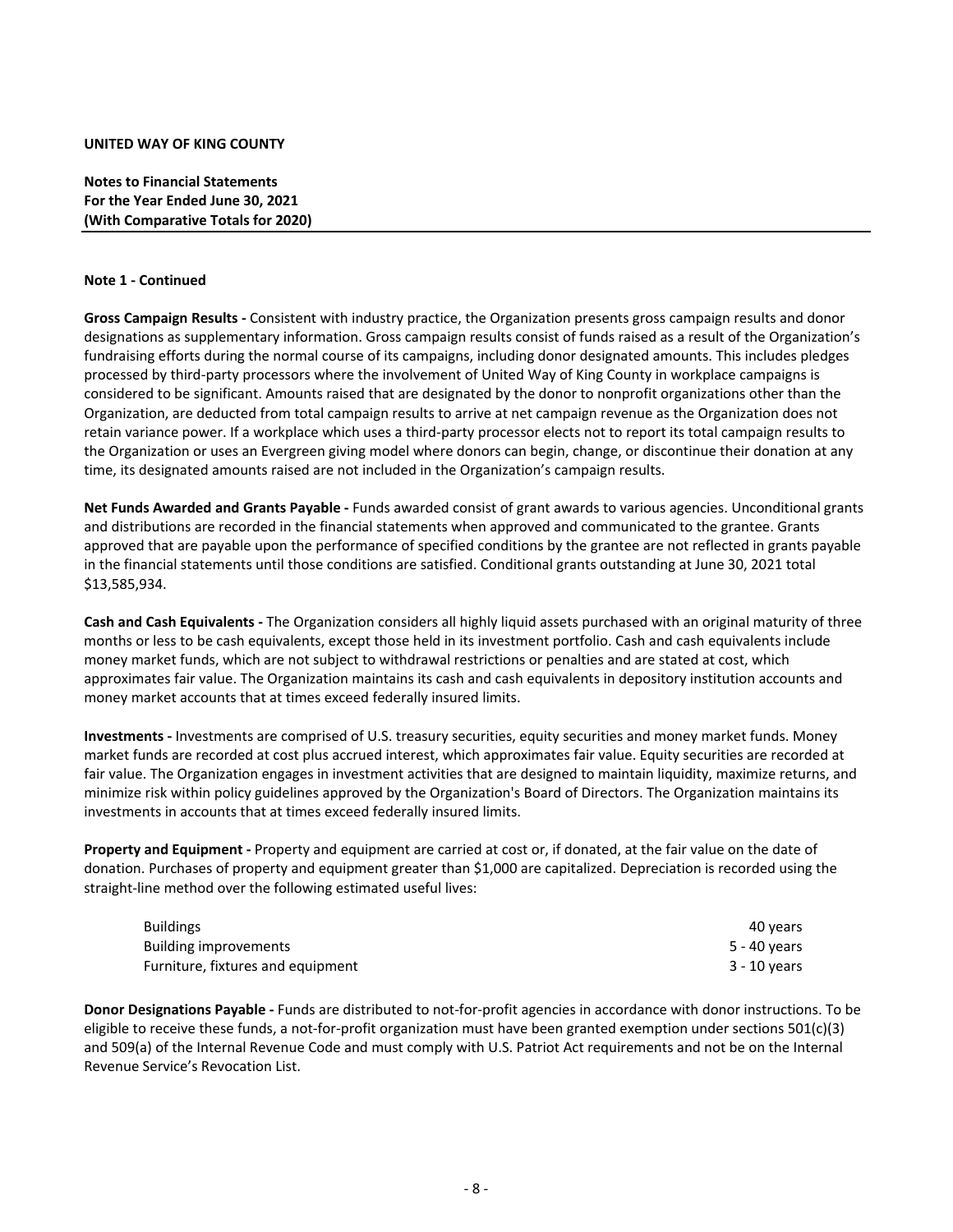**UNITED WAY OF KING COUNTY**

**Notes to Financial Statements**
**For the Year Ended June 30, 2021**
**(With Comparative Totals for 2020)**

**Note 1 - Continued**

**Gross Campaign Results -** Consistent with industry practice, the Organization presents gross campaign results and donor designations as supplementary information. Gross campaign results consist of funds raised as a result of the Organization's fundraising efforts during the normal course of its campaigns, including donor designated amounts. This includes pledges processed by third-party processors where the involvement of United Way of King County in workplace campaigns is considered to be significant. Amounts raised that are designated by the donor to nonprofit organizations other than the Organization, are deducted from total campaign results to arrive at net campaign revenue as the Organization does not retain variance power. If a workplace which uses a third-party processor elects not to report its total campaign results to the Organization or uses an Evergreen giving model where donors can begin, change, or discontinue their donation at any time, its designated amounts raised are not included in the Organization's campaign results.

**Net Funds Awarded and Grants Payable -** Funds awarded consist of grant awards to various agencies. Unconditional grants and distributions are recorded in the financial statements when approved and communicated to the grantee. Grants approved that are payable upon the performance of specified conditions by the grantee are not reflected in grants payable in the financial statements until those conditions are satisfied. Conditional grants outstanding at June 30, 2021 total $13,585,934.

**Cash and Cash Equivalents -** The Organization considers all highly liquid assets purchased with an original maturity of three months or less to be cash equivalents, except those held in its investment portfolio. Cash and cash equivalents include money market funds, which are not subject to withdrawal restrictions or penalties and are stated at cost, which approximates fair value. The Organization maintains its cash and cash equivalents in depository institution accounts and money market accounts that at times exceed federally insured limits.

**Investments -** Investments are comprised of U.S. treasury securities, equity securities and money market funds. Money market funds are recorded at cost plus accrued interest, which approximates fair value. Equity securities are recorded at fair value. The Organization engages in investment activities that are designed to maintain liquidity, maximize returns, and minimize risk within policy guidelines approved by the Organization's Board of Directors. The Organization maintains its investments in accounts that at times exceed federally insured limits.

**Property and Equipment -** Property and equipment are carried at cost or, if donated, at the fair value on the date of donation. Purchases of property and equipment greater than $1,000 are capitalized. Depreciation is recorded using the straight-line method over the following estimated useful lives:

| | |
|---|---|
| Buildings | 40 years |
| Building improvements | 5 - 40 years |
| Furniture, fixtures and equipment | 3 - 10 years |

**Donor Designations Payable -** Funds are distributed to not-for-profit agencies in accordance with donor instructions. To be eligible to receive these funds, a not-for-profit organization must have been granted exemption under sections 501(c)(3) and 509(a) of the Internal Revenue Code and must comply with U.S. Patriot Act requirements and not be on the Internal Revenue Service's Revocation List.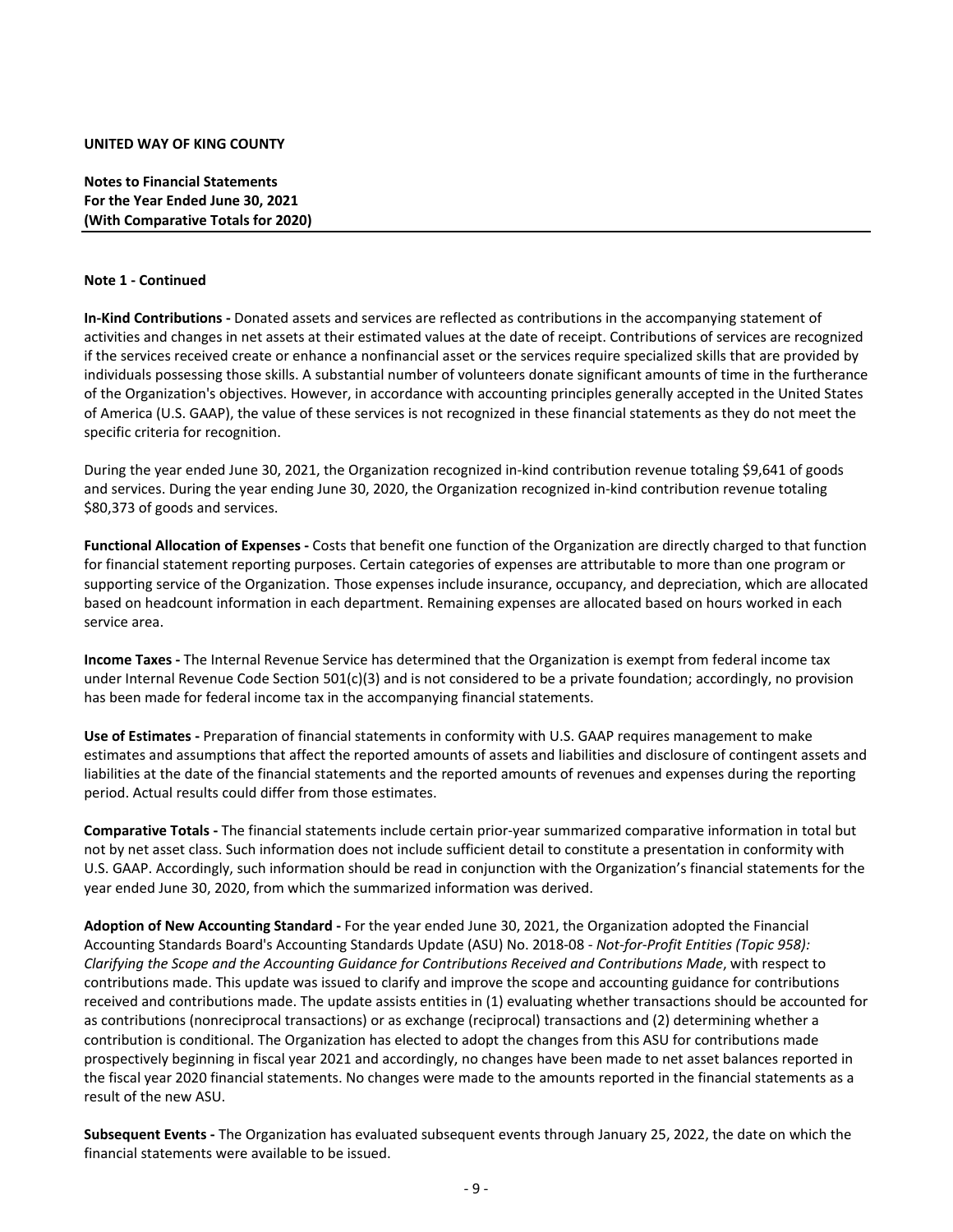**UNITED WAY OF KING COUNTY**

**Notes to Financial Statements**
**For the Year Ended June 30, 2021**
**(With Comparative Totals for 2020)**

**Note 1 - Continued**

**In-Kind Contributions -** Donated assets and services are reflected as contributions in the accompanying statement of activities and changes in net assets at their estimated values at the date of receipt. Contributions of services are recognized if the services received create or enhance a nonfinancial asset or the services require specialized skills that are provided by individuals possessing those skills. A substantial number of volunteers donate significant amounts of time in the furtherance of the Organization's objectives. However, in accordance with accounting principles generally accepted in the United States of America (U.S. GAAP), the value of these services is not recognized in these financial statements as they do not meet the specific criteria for recognition.

During the year ended June 30, 2021, the Organization recognized in-kind contribution revenue totaling $9,641 of goods and services. During the year ending June 30, 2020, the Organization recognized in-kind contribution revenue totaling $80,373 of goods and services.

**Functional Allocation of Expenses -** Costs that benefit one function of the Organization are directly charged to that function for financial statement reporting purposes. Certain categories of expenses are attributable to more than one program or supporting service of the Organization. Those expenses include insurance, occupancy, and depreciation, which are allocated based on headcount information in each department. Remaining expenses are allocated based on hours worked in each service area.

**Income Taxes -** The Internal Revenue Service has determined that the Organization is exempt from federal income tax under Internal Revenue Code Section 501(c)(3) and is not considered to be a private foundation; accordingly, no provision has been made for federal income tax in the accompanying financial statements.

**Use of Estimates -** Preparation of financial statements in conformity with U.S. GAAP requires management to make estimates and assumptions that affect the reported amounts of assets and liabilities and disclosure of contingent assets and liabilities at the date of the financial statements and the reported amounts of revenues and expenses during the reporting period. Actual results could differ from those estimates.

**Comparative Totals -** The financial statements include certain prior-year summarized comparative information in total but not by net asset class. Such information does not include sufficient detail to constitute a presentation in conformity with U.S. GAAP. Accordingly, such information should be read in conjunction with the Organization's financial statements for the year ended June 30, 2020, from which the summarized information was derived.

**Adoption of New Accounting Standard -** For the year ended June 30, 2021, the Organization adopted the Financial Accounting Standards Board's Accounting Standards Update (ASU) No. 2018-08 - *Not-for-Profit Entities (Topic 958): Clarifying the Scope and the Accounting Guidance for Contributions Received and Contributions Made*, with respect to contributions made. This update was issued to clarify and improve the scope and accounting guidance for contributions received and contributions made. The update assists entities in (1) evaluating whether transactions should be accounted for as contributions (nonreciprocal transactions) or as exchange (reciprocal) transactions and (2) determining whether a contribution is conditional. The Organization has elected to adopt the changes from this ASU for contributions made prospectively beginning in fiscal year 2021 and accordingly, no changes have been made to net asset balances reported in the fiscal year 2020 financial statements. No changes were made to the amounts reported in the financial statements as a result of the new ASU.

**Subsequent Events -** The Organization has evaluated subsequent events through January 25, 2022, the date on which the financial statements were available to be issued.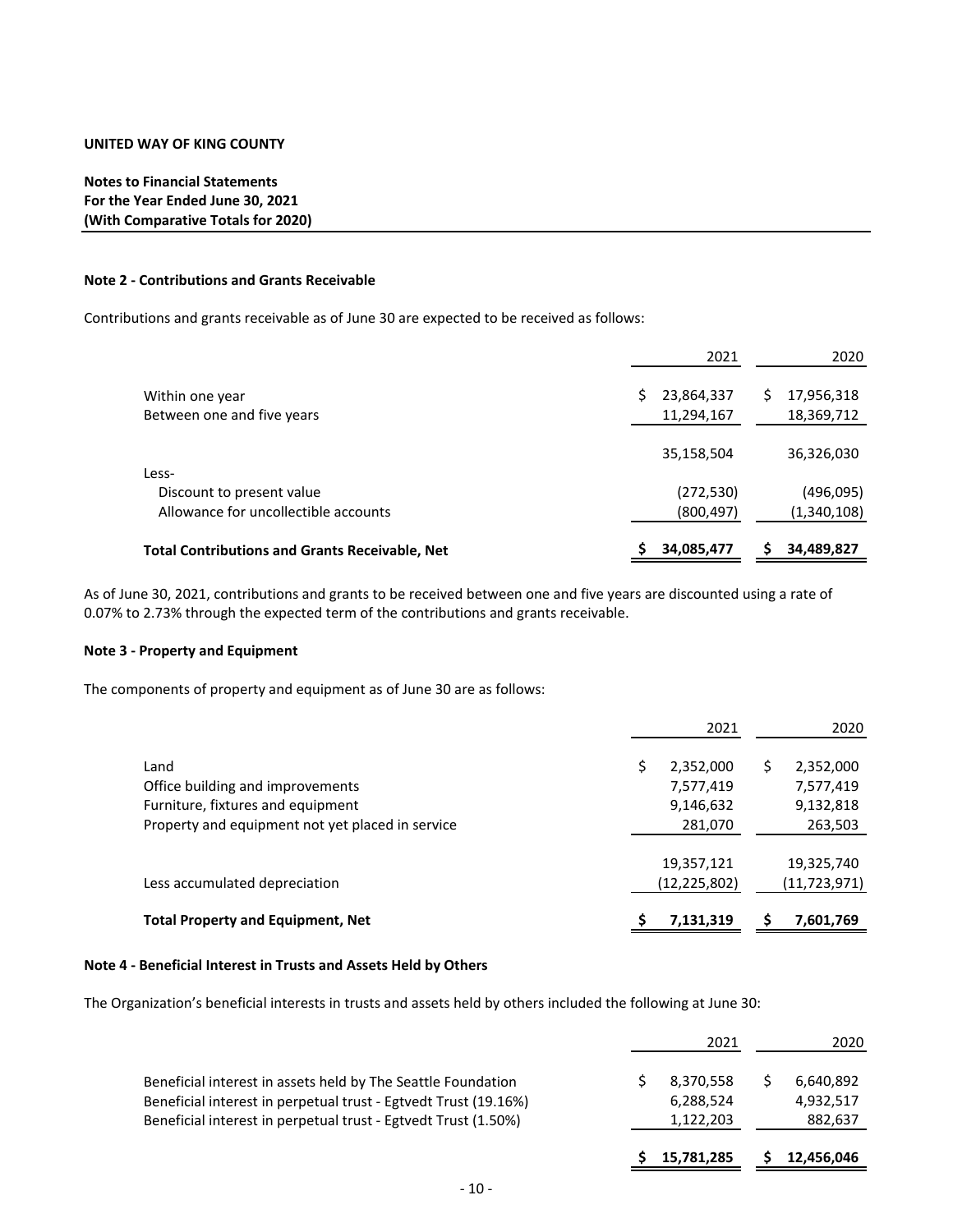**UNITED WAY OF KING COUNTY**

**Notes to Financial Statements**
**For the Year Ended June 30, 2021**
**(With Comparative Totals for 2020)**

**Note 2 - Contributions and Grants Receivable**

Contributions and grants receivable as of June 30 are expected to be received as follows:

| | 2021 | 2020 |
|---|---|---|
| Within one year | $ 23,864,337 | $ 17,956,318 |
| Between one and five years | 11,294,167 | 18,369,712 |
| | 35,158,504 | 36,326,030 |
| Less- | | |
| Discount to present value | (272,530) | (496,095) |
| Allowance for uncollectible accounts | (800,497) | (1,340,108) |
| **Total Contributions and Grants Receivable, Net** | **$ 34,085,477** | **$ 34,489,827** |

As of June 30, 2021, contributions and grants to be received between one and five years are discounted using a rate of 0.07% to 2.73% through the expected term of the contributions and grants receivable.

**Note 3 - Property and Equipment**

The components of property and equipment as of June 30 are as follows:

| | 2021 | 2020 |
|---|---|---|
| Land | $ 2,352,000 | $ 2,352,000 |
| Office building and improvements | 7,577,419 | 7,577,419 |
| Furniture, fixtures and equipment | 9,146,632 | 9,132,818 |
| Property and equipment not yet placed in service | 281,070 | 263,503 |
| | 19,357,121 | 19,325,740 |
| Less accumulated depreciation | (12,225,802) | (11,723,971) |
| **Total Property and Equipment, Net** | **$ 7,131,319** | **$ 7,601,769** |

**Note 4 - Beneficial Interest in Trusts and Assets Held by Others**

The Organization's beneficial interests in trusts and assets held by others included the following at June 30:

| | 2021 | 2020 |
|---|---|---|
| Beneficial interest in assets held by The Seattle Foundation | $ 8,370,558 | $ 6,640,892 |
| Beneficial interest in perpetual trust - Egtvedt Trust (19.16%) | 6,288,524 | 4,932,517 |
| Beneficial interest in perpetual trust - Egtvedt Trust (1.50%) | 1,122,203 | 882,637 |
| | **$ 15,781,285** | **$ 12,456,046** |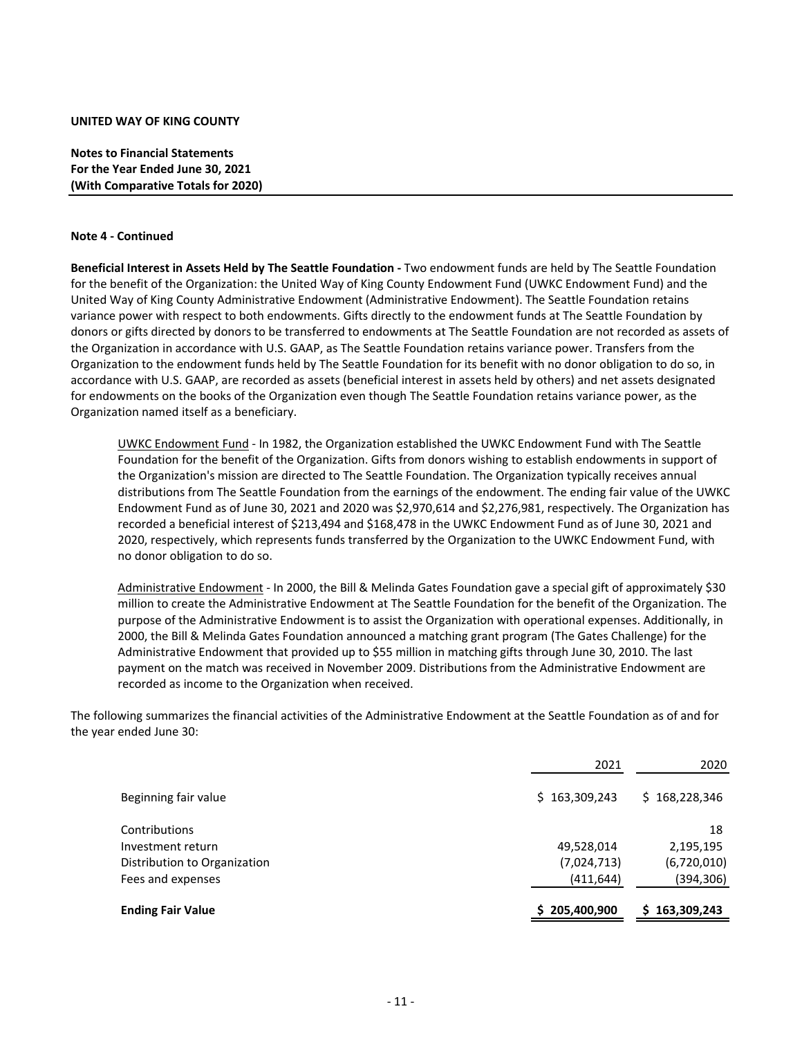**UNITED WAY OF KING COUNTY**

**Notes to Financial Statements**
**For the Year Ended June 30, 2021**
**(With Comparative Totals for 2020)**

**Note 4 - Continued**

**Beneficial Interest in Assets Held by The Seattle Foundation -** Two endowment funds are held by The Seattle Foundation for the benefit of the Organization: the United Way of King County Endowment Fund (UWKC Endowment Fund) and the United Way of King County Administrative Endowment (Administrative Endowment). The Seattle Foundation retains variance power with respect to both endowments. Gifts directly to the endowment funds at The Seattle Foundation by donors or gifts directed by donors to be transferred to endowments at The Seattle Foundation are not recorded as assets of the Organization in accordance with U.S. GAAP, as The Seattle Foundation retains variance power. Transfers from the Organization to the endowment funds held by The Seattle Foundation for its benefit with no donor obligation to do so, in accordance with U.S. GAAP, are recorded as assets (beneficial interest in assets held by others) and net assets designated for endowments on the books of the Organization even though The Seattle Foundation retains variance power, as the Organization named itself as a beneficiary.

UWKC Endowment Fund - In 1982, the Organization established the UWKC Endowment Fund with The Seattle Foundation for the benefit of the Organization. Gifts from donors wishing to establish endowments in support of the Organization's mission are directed to The Seattle Foundation. The Organization typically receives annual distributions from The Seattle Foundation from the earnings of the endowment. The ending fair value of the UWKC Endowment Fund as of June 30, 2021 and 2020 was $2,970,614 and $2,276,981, respectively. The Organization has recorded a beneficial interest of $213,494 and $168,478 in the UWKC Endowment Fund as of June 30, 2021 and 2020, respectively, which represents funds transferred by the Organization to the UWKC Endowment Fund, with no donor obligation to do so.

Administrative Endowment - In 2000, the Bill & Melinda Gates Foundation gave a special gift of approximately $30 million to create the Administrative Endowment at The Seattle Foundation for the benefit of the Organization. The purpose of the Administrative Endowment is to assist the Organization with operational expenses. Additionally, in 2000, the Bill & Melinda Gates Foundation announced a matching grant program (The Gates Challenge) for the Administrative Endowment that provided up to $55 million in matching gifts through June 30, 2010. The last payment on the match was received in November 2009. Distributions from the Administrative Endowment are recorded as income to the Organization when received.

The following summarizes the financial activities of the Administrative Endowment at the Seattle Foundation as of and for the year ended June 30:

| | 2021 | 2020 |
|---|---|---|
| Beginning fair value | $ 163,309,243 | $ 168,228,346 |
| Contributions | | 18 |
| Investment return | 49,528,014 | 2,195,195 |
| Distribution to Organization | (7,024,713) | (6,720,010) |
| Fees and expenses | (411,644) | (394,306) |
| **Ending Fair Value** | **$ 205,400,900** | **$ 163,309,243** |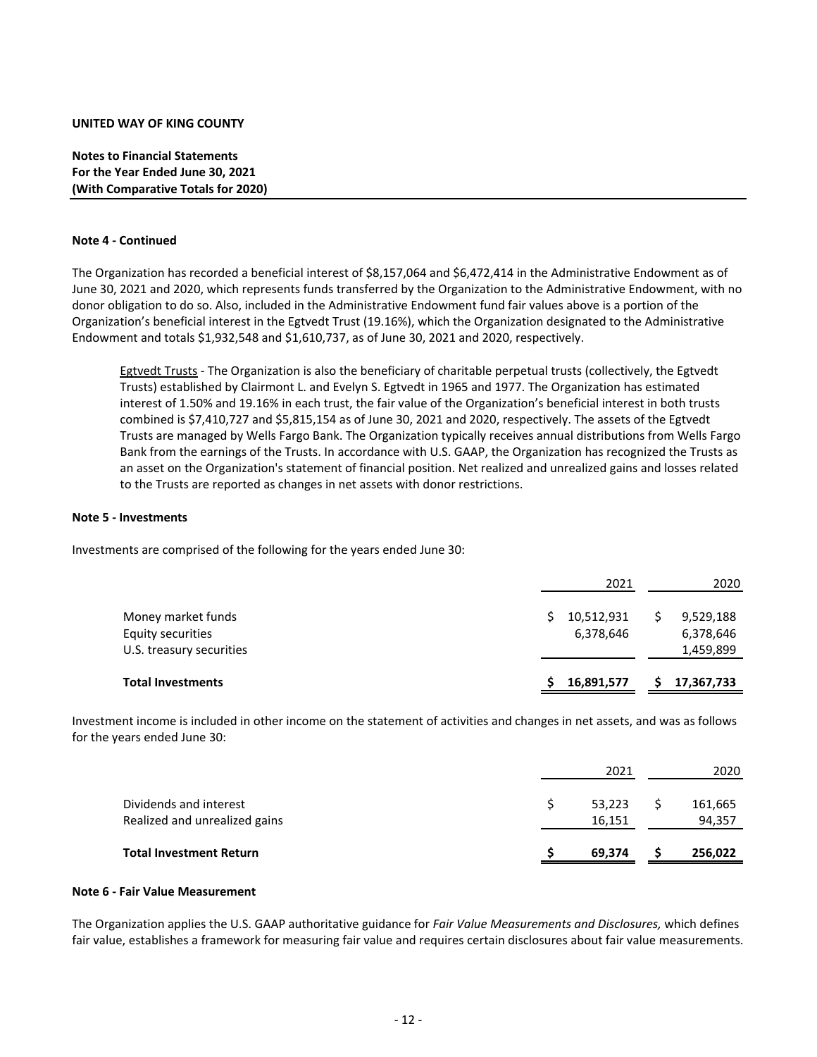**UNITED WAY OF KING COUNTY**

**Notes to Financial Statements**
**For the Year Ended June 30, 2021**
**(With Comparative Totals for 2020)**

**Note 4 - Continued**

The Organization has recorded a beneficial interest of $8,157,064 and $6,472,414 in the Administrative Endowment as of June 30, 2021 and 2020, which represents funds transferred by the Organization to the Administrative Endowment, with no donor obligation to do so. Also, included in the Administrative Endowment fund fair values above is a portion of the Organization's beneficial interest in the Egtvedt Trust (19.16%), which the Organization designated to the Administrative Endowment and totals $1,932,548 and $1,610,737, as of June 30, 2021 and 2020, respectively.

> Egtvedt Trusts - The Organization is also the beneficiary of charitable perpetual trusts (collectively, the Egtvedt Trusts) established by Clairmont L. and Evelyn S. Egtvedt in 1965 and 1977. The Organization has estimated interest of 1.50% and 19.16% in each trust, the fair value of the Organization's beneficial interest in both trusts combined is $7,410,727 and $5,815,154 as of June 30, 2021 and 2020, respectively. The assets of the Egtvedt Trusts are managed by Wells Fargo Bank. The Organization typically receives annual distributions from Wells Fargo Bank from the earnings of the Trusts. In accordance with U.S. GAAP, the Organization has recognized the Trusts as an asset on the Organization's statement of financial position. Net realized and unrealized gains and losses related to the Trusts are reported as changes in net assets with donor restrictions.

**Note 5 - Investments**

Investments are comprised of the following for the years ended June 30:

| | 2021 | 2020 |
|---|---|---|
| Money market funds | $ 10,512,931 | $ 9,529,188 |
| Equity securities | 6,378,646 | 6,378,646 |
| U.S. treasury securities | | 1,459,899 |
| **Total Investments** | **$ 16,891,577** | **$ 17,367,733** |

Investment income is included in other income on the statement of activities and changes in net assets, and was as follows for the years ended June 30:

| | 2021 | 2020 |
|---|---|---|
| Dividends and interest | $ 53,223 | $ 161,665 |
| Realized and unrealized gains | 16,151 | 94,357 |
| **Total Investment Return** | **$ 69,374** | **$ 256,022** |

**Note 6 - Fair Value Measurement**

The Organization applies the U.S. GAAP authoritative guidance for *Fair Value Measurements and Disclosures,* which defines fair value, establishes a framework for measuring fair value and requires certain disclosures about fair value measurements.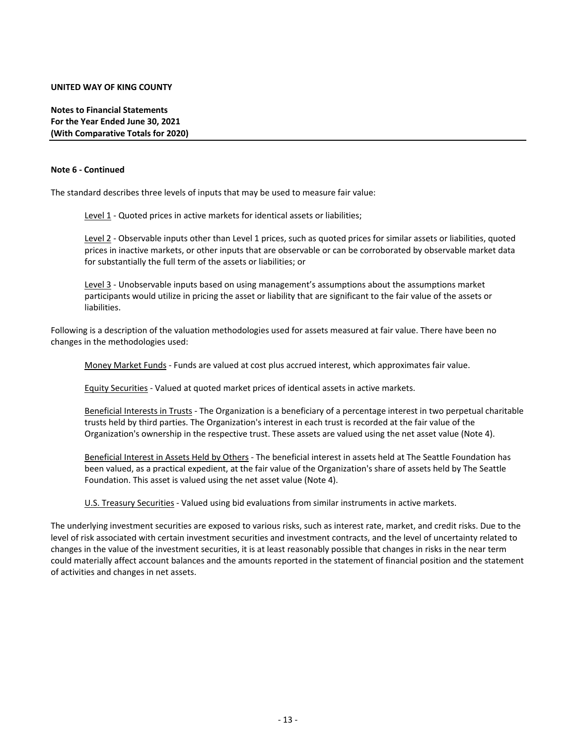**UNITED WAY OF KING COUNTY**

**Notes to Financial Statements**
**For the Year Ended June 30, 2021**
**(With Comparative Totals for 2020)**

**Note 6 - Continued**

The standard describes three levels of inputs that may be used to measure fair value:

Level 1 - Quoted prices in active markets for identical assets or liabilities;

Level 2 - Observable inputs other than Level 1 prices, such as quoted prices for similar assets or liabilities, quoted prices in inactive markets, or other inputs that are observable or can be corroborated by observable market data for substantially the full term of the assets or liabilities; or

Level 3 - Unobservable inputs based on using management's assumptions about the assumptions market participants would utilize in pricing the asset or liability that are significant to the fair value of the assets or liabilities.

Following is a description of the valuation methodologies used for assets measured at fair value. There have been no changes in the methodologies used:

Money Market Funds - Funds are valued at cost plus accrued interest, which approximates fair value.

Equity Securities - Valued at quoted market prices of identical assets in active markets.

Beneficial Interests in Trusts - The Organization is a beneficiary of a percentage interest in two perpetual charitable trusts held by third parties. The Organization's interest in each trust is recorded at the fair value of the Organization's ownership in the respective trust. These assets are valued using the net asset value (Note 4).

Beneficial Interest in Assets Held by Others - The beneficial interest in assets held at The Seattle Foundation has been valued, as a practical expedient, at the fair value of the Organization's share of assets held by The Seattle Foundation. This asset is valued using the net asset value (Note 4).

U.S. Treasury Securities - Valued using bid evaluations from similar instruments in active markets.

The underlying investment securities are exposed to various risks, such as interest rate, market, and credit risks. Due to the level of risk associated with certain investment securities and investment contracts, and the level of uncertainty related to changes in the value of the investment securities, it is at least reasonably possible that changes in risks in the near term could materially affect account balances and the amounts reported in the statement of financial position and the statement of activities and changes in net assets.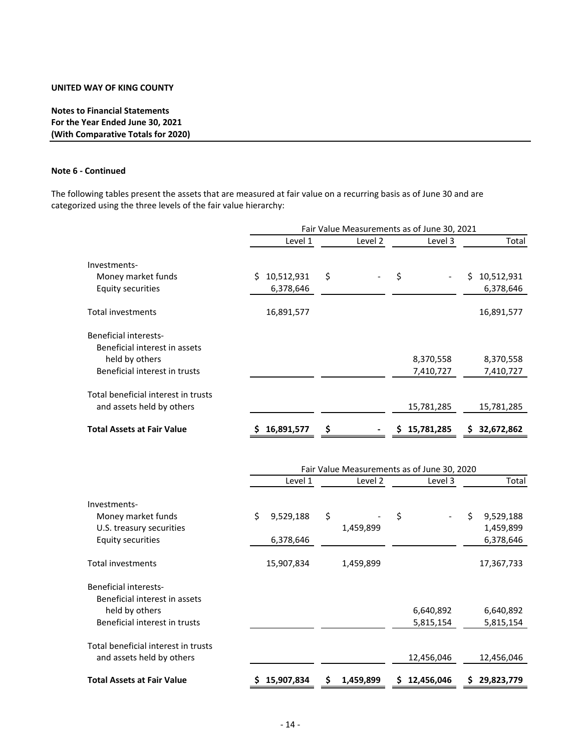**UNITED WAY OF KING COUNTY**

**Notes to Financial Statements**
**For the Year Ended June 30, 2021**
**(With Comparative Totals for 2020)**

**Note 6 - Continued**

The following tables present the assets that are measured at fair value on a recurring basis as of June 30 and are categorized using the three levels of the fair value hierarchy:

| | Fair Value Measurements as of June 30, 2021 | | | |
|---|---|---|---|---|
| | Level 1 | Level 2 | Level 3 | Total |
| Investments- | | | | |
| Money market funds | $ 10,512,931 | $ - | $ - | $ 10,512,931 |
| Equity securities | 6,378,646 | | | 6,378,646 |
| Total investments | 16,891,577 | | | 16,891,577 |
| Beneficial interests- | | | | |
| Beneficial interest in assets held by others | | | 8,370,558 | 8,370,558 |
| Beneficial interest in trusts | | | 7,410,727 | 7,410,727 |
| Total beneficial interest in trusts and assets held by others | | | 15,781,285 | 15,781,285 |
| **Total Assets at Fair Value** | **$ 16,891,577** | **$ -** | **$ 15,781,285** | **$ 32,672,862** |

| | Fair Value Measurements as of June 30, 2020 | | | |
|---|---|---|---|---|
| | Level 1 | Level 2 | Level 3 | Total |
| Investments- | | | | |
| Money market funds | $ 9,529,188 | $ - | $ - | $ 9,529,188 |
| U.S. treasury securities | | 1,459,899 | | 1,459,899 |
| Equity securities | 6,378,646 | | | 6,378,646 |
| Total investments | 15,907,834 | 1,459,899 | | 17,367,733 |
| Beneficial interests- | | | | |
| Beneficial interest in assets held by others | | | 6,640,892 | 6,640,892 |
| Beneficial interest in trusts | | | 5,815,154 | 5,815,154 |
| Total beneficial interest in trusts and assets held by others | | | 12,456,046 | 12,456,046 |
| **Total Assets at Fair Value** | **$ 15,907,834** | **$ 1,459,899** | **$ 12,456,046** | **$ 29,823,779** |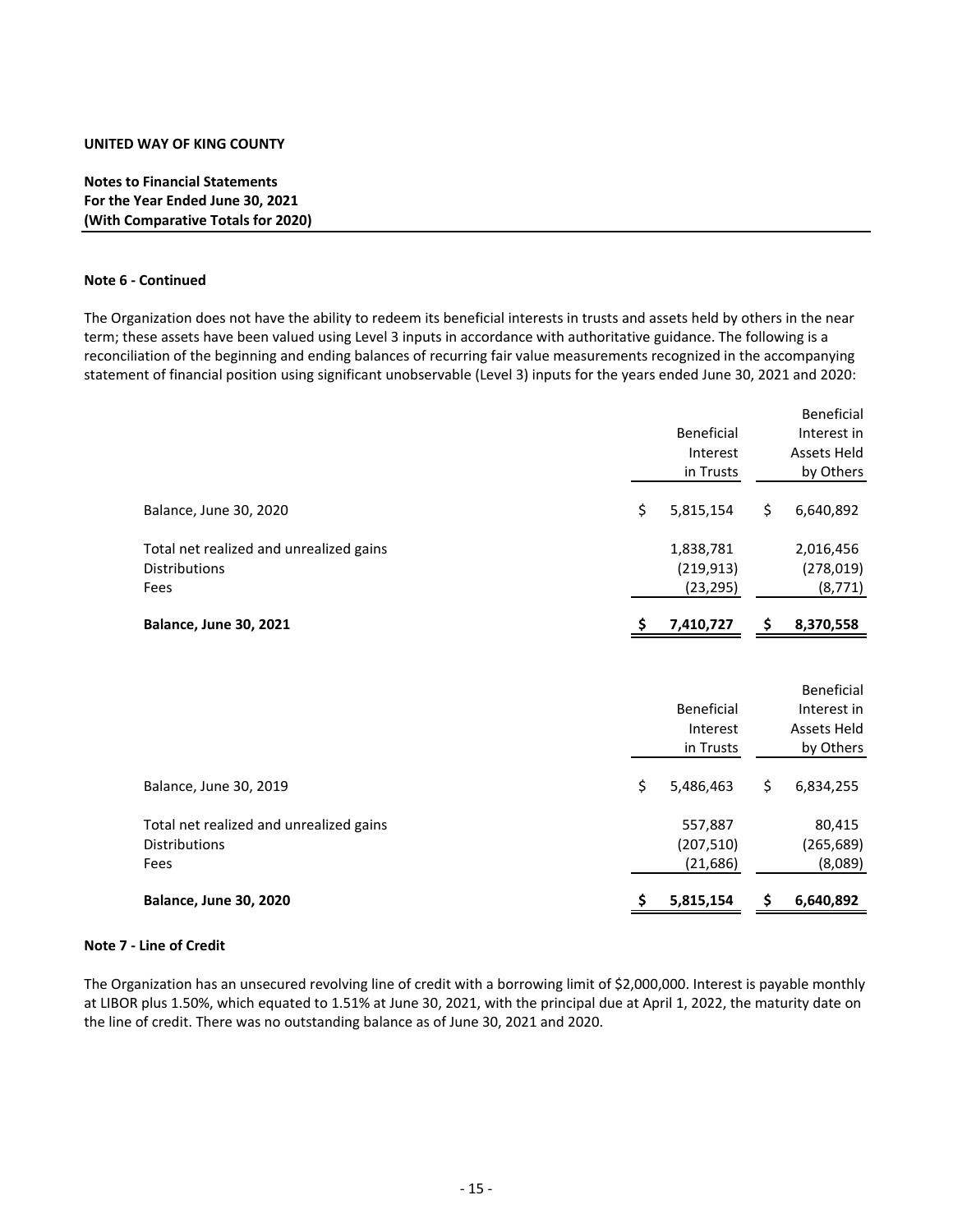**UNITED WAY OF KING COUNTY**

**Notes to Financial Statements**
**For the Year Ended June 30, 2021**
**(With Comparative Totals for 2020)**

**Note 6 - Continued**

The Organization does not have the ability to redeem its beneficial interests in trusts and assets held by others in the near term; these assets have been valued using Level 3 inputs in accordance with authoritative guidance. The following is a reconciliation of the beginning and ending balances of recurring fair value measurements recognized in the accompanying statement of financial position using significant unobservable (Level 3) inputs for the years ended June 30, 2021 and 2020:

| | Beneficial Interest in Trusts | Beneficial Interest in Assets Held by Others |
|---|---|---|
| Balance, June 30, 2020 | $ 5,815,154 | $ 6,640,892 |
| Total net realized and unrealized gains | 1,838,781 | 2,016,456 |
| Distributions | (219,913) | (278,019) |
| Fees | (23,295) | (8,771) |
| **Balance, June 30, 2021** | **$ 7,410,727** | **$ 8,370,558** |

| | Beneficial Interest in Trusts | Beneficial Interest in Assets Held by Others |
|---|---|---|
| Balance, June 30, 2019 | $ 5,486,463 | $ 6,834,255 |
| Total net realized and unrealized gains | 557,887 | 80,415 |
| Distributions | (207,510) | (265,689) |
| Fees | (21,686) | (8,089) |
| **Balance, June 30, 2020** | **$ 5,815,154** | **$ 6,640,892** |

**Note 7 - Line of Credit**

The Organization has an unsecured revolving line of credit with a borrowing limit of $2,000,000. Interest is payable monthly at LIBOR plus 1.50%, which equated to 1.51% at June 30, 2021, with the principal due at April 1, 2022, the maturity date on the line of credit. There was no outstanding balance as of June 30, 2021 and 2020.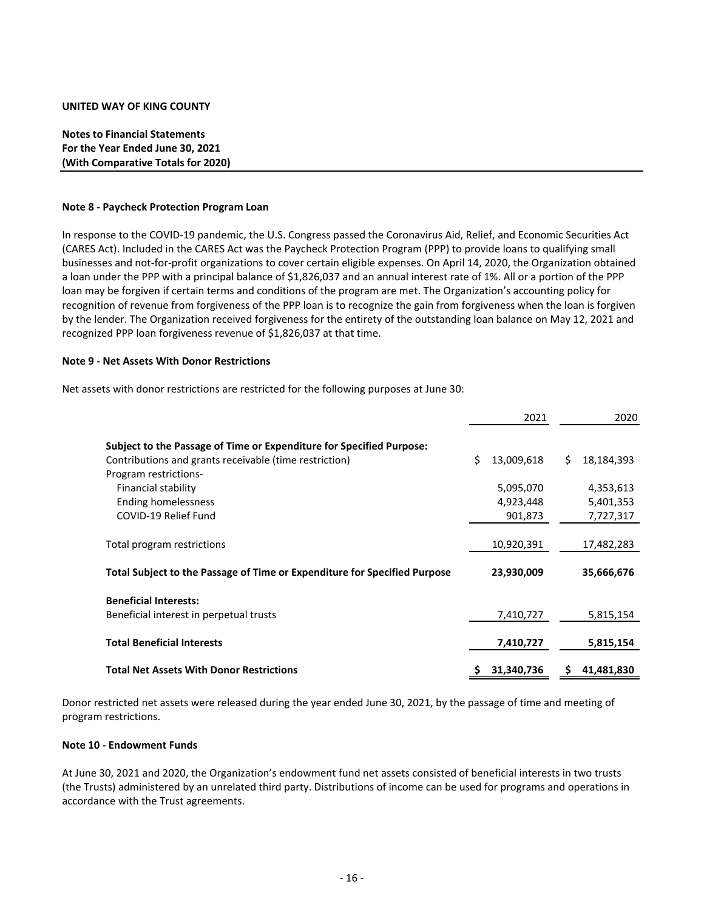**UNITED WAY OF KING COUNTY**

**Notes to Financial Statements**
**For the Year Ended June 30, 2021**
**(With Comparative Totals for 2020)**

**Note 8 - Paycheck Protection Program Loan**

In response to the COVID-19 pandemic, the U.S. Congress passed the Coronavirus Aid, Relief, and Economic Securities Act (CARES Act). Included in the CARES Act was the Paycheck Protection Program (PPP) to provide loans to qualifying small businesses and not-for-profit organizations to cover certain eligible expenses. On April 14, 2020, the Organization obtained a loan under the PPP with a principal balance of $1,826,037 and an annual interest rate of 1%. All or a portion of the PPP loan may be forgiven if certain terms and conditions of the program are met. The Organization's accounting policy for recognition of revenue from forgiveness of the PPP loan is to recognize the gain from forgiveness when the loan is forgiven by the lender. The Organization received forgiveness for the entirety of the outstanding loan balance on May 12, 2021 and recognized PPP loan forgiveness revenue of $1,826,037 at that time.

**Note 9 - Net Assets With Donor Restrictions**

Net assets with donor restrictions are restricted for the following purposes at June 30:

| | 2021 | 2020 |
|---|---|---|
| **Subject to the Passage of Time or Expenditure for Specified Purpose:** | | |
| Contributions and grants receivable (time restriction) | $ 13,009,618 | $ 18,184,393 |
| Program restrictions- | | |
| Financial stability | 5,095,070 | 4,353,613 |
| Ending homelessness | 4,923,448 | 5,401,353 |
| COVID-19 Relief Fund | 901,873 | 7,727,317 |
| Total program restrictions | 10,920,391 | 17,482,283 |
| **Total Subject to the Passage of Time or Expenditure for Specified Purpose** | **23,930,009** | **35,666,676** |
| **Beneficial Interests:** | | |
| Beneficial interest in perpetual trusts | 7,410,727 | 5,815,154 |
| **Total Beneficial Interests** | **7,410,727** | **5,815,154** |
| **Total Net Assets With Donor Restrictions** | **$ 31,340,736** | **$ 41,481,830** |

Donor restricted net assets were released during the year ended June 30, 2021, by the passage of time and meeting of program restrictions.

**Note 10 - Endowment Funds**

At June 30, 2021 and 2020, the Organization's endowment fund net assets consisted of beneficial interests in two trusts (the Trusts) administered by an unrelated third party. Distributions of income can be used for programs and operations in accordance with the Trust agreements.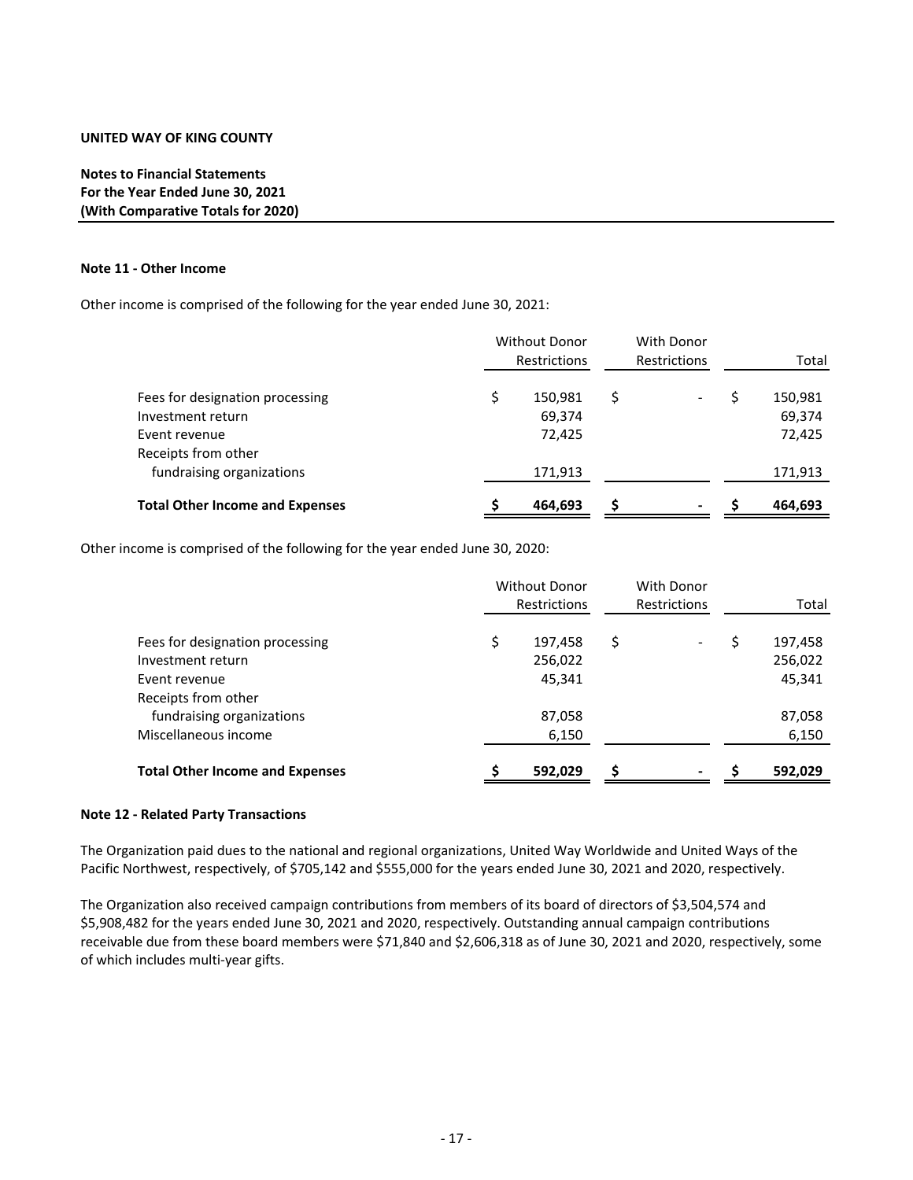**UNITED WAY OF KING COUNTY**

**Notes to Financial Statements**
**For the Year Ended June 30, 2021**
**(With Comparative Totals for 2020)**

**Note 11 - Other Income**

Other income is comprised of the following for the year ended June 30, 2021:

| | Without Donor Restrictions | With Donor Restrictions | Total |
|---|---|---|---|
| Fees for designation processing | $ 150,981 | $ - | $ 150,981 |
| Investment return | 69,374 | | 69,374 |
| Event revenue | 72,425 | | 72,425 |
| Receipts from other fundraising organizations | 171,913 | | 171,913 |
| **Total Other Income and Expenses** | **$ 464,693** | **$ -** | **$ 464,693** |

Other income is comprised of the following for the year ended June 30, 2020:

| | Without Donor Restrictions | With Donor Restrictions | Total |
|---|---|---|---|
| Fees for designation processing | $ 197,458 | $ - | $ 197,458 |
| Investment return | 256,022 | | 256,022 |
| Event revenue | 45,341 | | 45,341 |
| Receipts from other fundraising organizations | 87,058 | | 87,058 |
| Miscellaneous income | 6,150 | | 6,150 |
| **Total Other Income and Expenses** | **$ 592,029** | **$ -** | **$ 592,029** |

**Note 12 - Related Party Transactions**

The Organization paid dues to the national and regional organizations, United Way Worldwide and United Ways of the Pacific Northwest, respectively, of $705,142 and $555,000 for the years ended June 30, 2021 and 2020, respectively.

The Organization also received campaign contributions from members of its board of directors of $3,504,574 and $5,908,482 for the years ended June 30, 2021 and 2020, respectively. Outstanding annual campaign contributions receivable due from these board members were $71,840 and $2,606,318 as of June 30, 2021 and 2020, respectively, some of which includes multi-year gifts.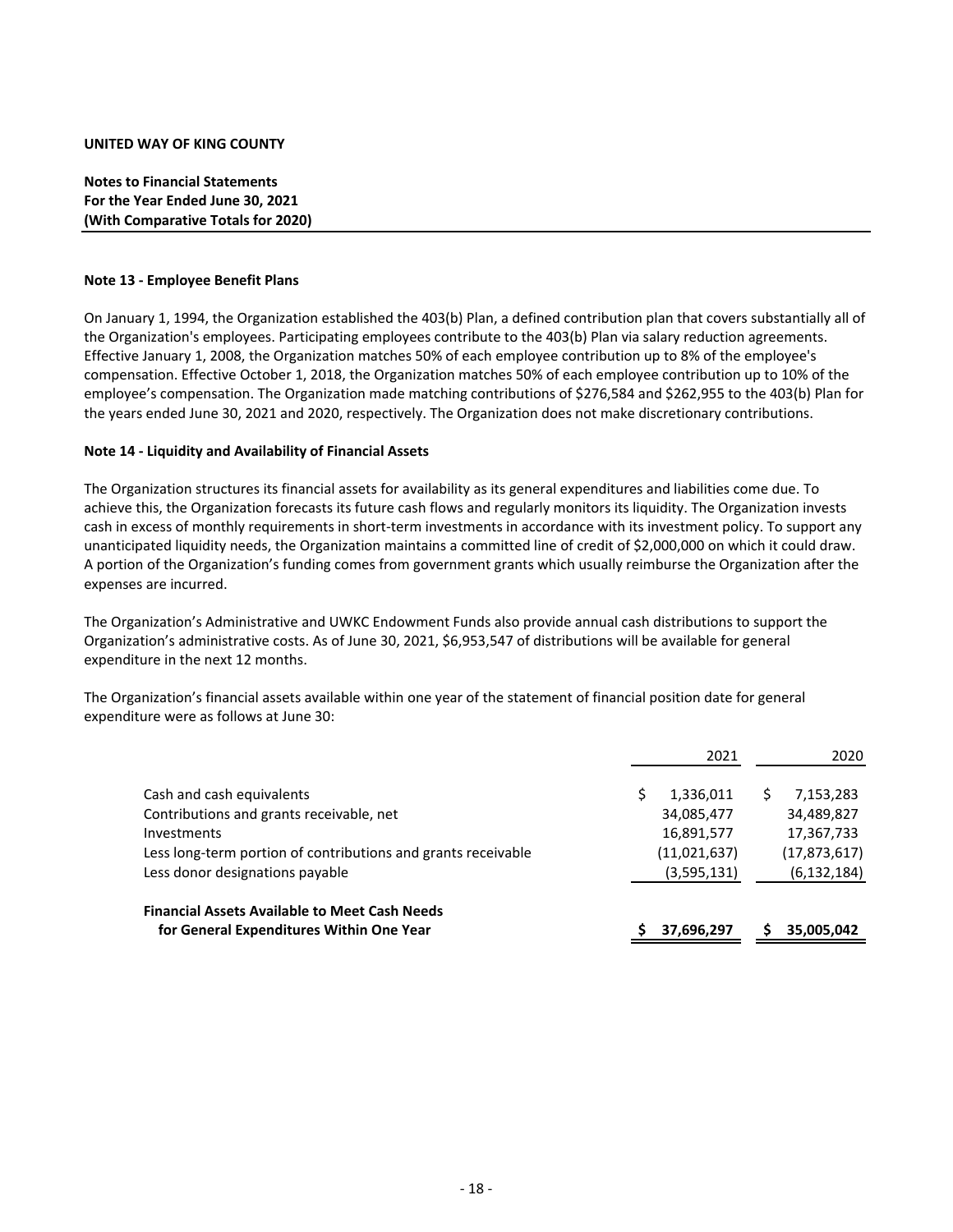**UNITED WAY OF KING COUNTY**

**Notes to Financial Statements**
**For the Year Ended June 30, 2021**
**(With Comparative Totals for 2020)**

**Note 13 - Employee Benefit Plans**

On January 1, 1994, the Organization established the 403(b) Plan, a defined contribution plan that covers substantially all of the Organization's employees. Participating employees contribute to the 403(b) Plan via salary reduction agreements. Effective January 1, 2008, the Organization matches 50% of each employee contribution up to 8% of the employee's compensation. Effective October 1, 2018, the Organization matches 50% of each employee contribution up to 10% of the employee's compensation. The Organization made matching contributions of $276,584 and $262,955 to the 403(b) Plan for the years ended June 30, 2021 and 2020, respectively. The Organization does not make discretionary contributions.

**Note 14 - Liquidity and Availability of Financial Assets**

The Organization structures its financial assets for availability as its general expenditures and liabilities come due. To achieve this, the Organization forecasts its future cash flows and regularly monitors its liquidity. The Organization invests cash in excess of monthly requirements in short-term investments in accordance with its investment policy. To support any unanticipated liquidity needs, the Organization maintains a committed line of credit of $2,000,000 on which it could draw. A portion of the Organization's funding comes from government grants which usually reimburse the Organization after the expenses are incurred.

The Organization's Administrative and UWKC Endowment Funds also provide annual cash distributions to support the Organization's administrative costs. As of June 30, 2021, $6,953,547 of distributions will be available for general expenditure in the next 12 months.

The Organization's financial assets available within one year of the statement of financial position date for general expenditure were as follows at June 30:

| | 2021 | 2020 |
|---|---|---|
| Cash and cash equivalents | $ 1,336,011 | $ 7,153,283 |
| Contributions and grants receivable, net | 34,085,477 | 34,489,827 |
| Investments | 16,891,577 | 17,367,733 |
| Less long-term portion of contributions and grants receivable | (11,021,637) | (17,873,617) |
| Less donor designations payable | (3,595,131) | (6,132,184) |
| **Financial Assets Available to Meet Cash Needs for General Expenditures Within One Year** | **$ 37,696,297** | **$ 35,005,042** |